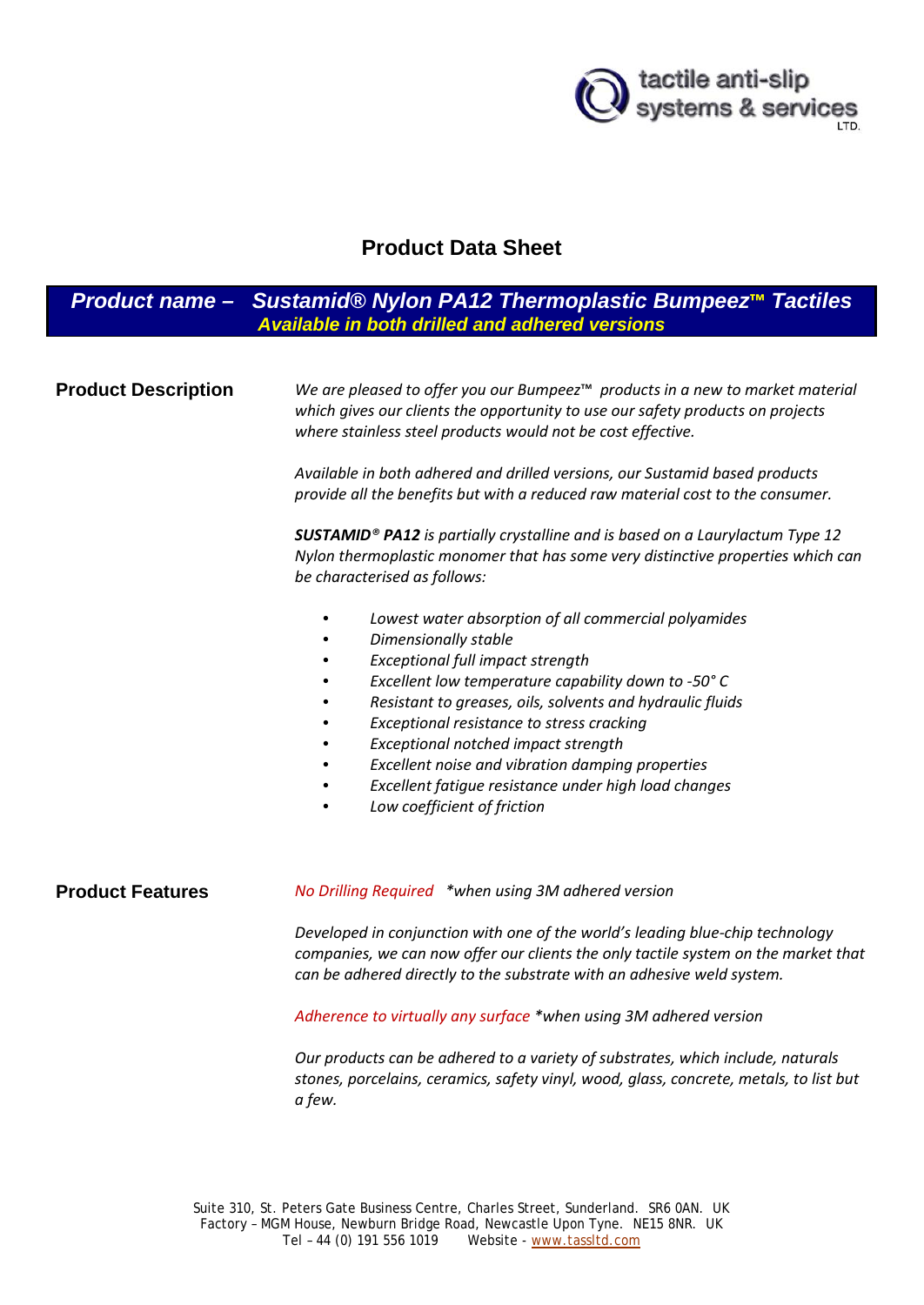tactile anti-slip systems & services LTD.

# Product Data Sheet

## *Product name – Sustamid® Nylon PA12 Thermoplastic Bumpeez™ Tactiles*

***Available in both drilled and adhered versions***

### Product Description

*We are pleased to offer you our Bumpeez™ products in a new to market material which gives our clients the opportunity to use our safety products on projects where stainless steel products would not be cost effective.*

*Available in both adhered and drilled versions, our Sustamid based products provide all the benefits but with a reduced raw material cost to the consumer.*

***SUSTAMID® PA12*** *is partially crystalline and is based on a Laurylactum Type 12 Nylon thermoplastic monomer that has some very distinctive properties which can be characterised as follows:*

- *Lowest water absorption of all commercial polyamides*
- *Dimensionally stable*
- *Exceptional full impact strength*
- *Excellent low temperature capability down to -50° C*
- *Resistant to greases, oils, solvents and hydraulic fluids*
- *Exceptional resistance to stress cracking*
- *Exceptional notched impact strength*
- *Excellent noise and vibration damping properties*
- *Excellent fatigue resistance under high load changes*
- *Low coefficient of friction*

### Product Features

*No Drilling Required* *\*when using 3M adhered version*

*Developed in conjunction with one of the world's leading blue-chip technology companies, we can now offer our clients the only tactile system on the market that can be adhered directly to the substrate with an adhesive weld system.*

*Adherence to virtually any surface* *\*when using 3M adhered version*

*Our products can be adhered to a variety of substrates, which include, naturals stones, porcelains, ceramics, safety vinyl, wood, glass, concrete, metals, to list but a few.*

Suite 310, St. Peters Gate Business Centre, Charles Street, Sunderland. SR6 0AN. UK
Factory – MGM House, Newburn Bridge Road, Newcastle Upon Tyne. NE15 8NR. UK
Tel – 44 (0) 191 556 1019 Website - www.tassltd.com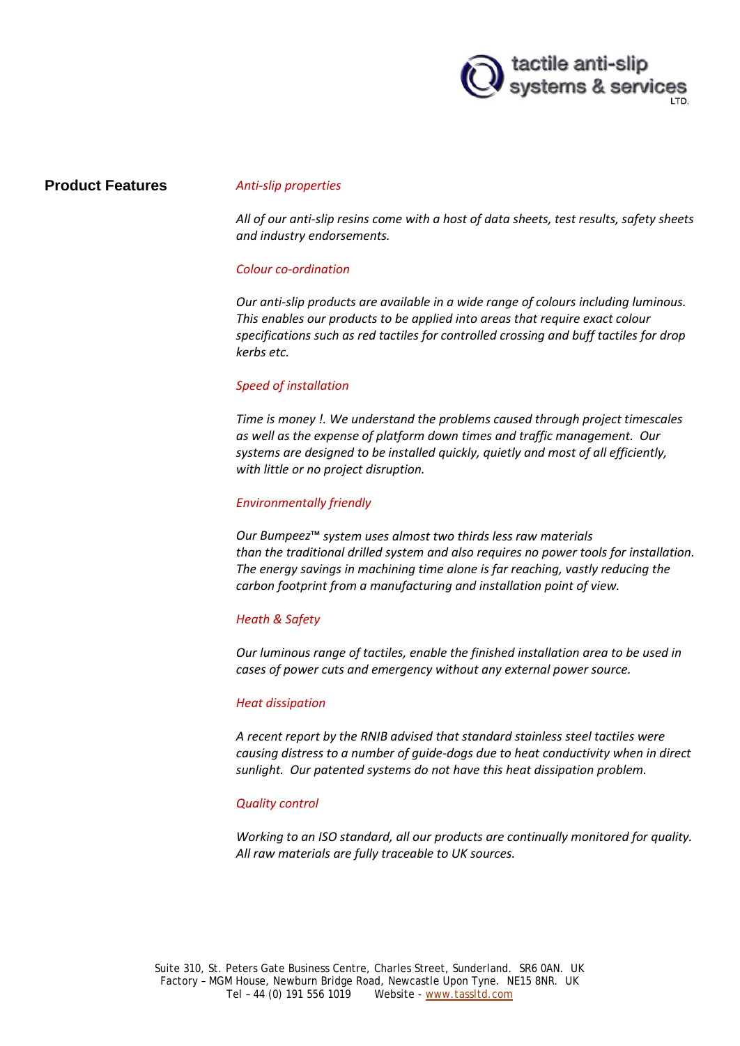## Product Features

*Anti-slip properties*

*All of our anti-slip resins come with a host of data sheets, test results, safety sheets and industry endorsements.*

*Colour co-ordination*

*Our anti-slip products are available in a wide range of colours including luminous. This enables our products to be applied into areas that require exact colour specifications such as red tactiles for controlled crossing and buff tactiles for drop kerbs etc.*

*Speed of installation*

*Time is money !. We understand the problems caused through project timescales as well as the expense of platform down times and traffic management. Our systems are designed to be installed quickly, quietly and most of all efficiently, with little or no project disruption.*

*Environmentally friendly*

*Our Bumpeez™ system uses almost two thirds less raw materials than the traditional drilled system and also requires no power tools for installation. The energy savings in machining time alone is far reaching, vastly reducing the carbon footprint from a manufacturing and installation point of view.*

*Heath & Safety*

*Our luminous range of tactiles, enable the finished installation area to be used in cases of power cuts and emergency without any external power source.*

*Heat dissipation*

*A recent report by the RNIB advised that standard stainless steel tactiles were causing distress to a number of guide-dogs due to heat conductivity when in direct sunlight. Our patented systems do not have this heat dissipation problem.*

*Quality control*

*Working to an ISO standard, all our products are continually monitored for quality. All raw materials are fully traceable to UK sources.*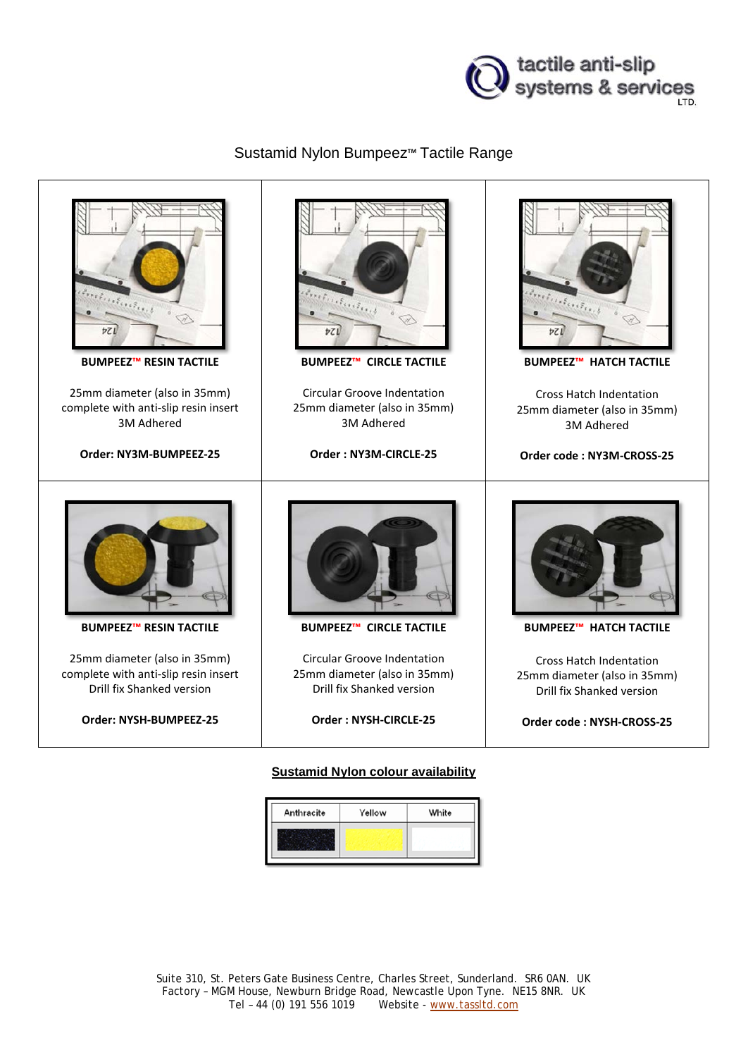tactile anti-slip systems & services LTD.

## Sustamid Nylon Bumpeez™ Tactile Range

| | | |
|---|---|---|
| **BUMPEEZ™ RESIN TACTILE**<br><br>25mm diameter (also in 35mm)<br>complete with anti-slip resin insert<br>3M Adhered<br><br>**Order: NY3M-BUMPEEZ-25** | **BUMPEEZ™ CIRCLE TACTILE**<br><br>Circular Groove Indentation<br>25mm diameter (also in 35mm)<br>3M Adhered<br><br>**Order : NY3M-CIRCLE-25** | **BUMPEEZ™ HATCH TACTILE**<br><br>Cross Hatch Indentation<br>25mm diameter (also in 35mm)<br>3M Adhered<br><br>**Order code : NY3M-CROSS-25** |
| **BUMPEEZ™ RESIN TACTILE**<br><br>25mm diameter (also in 35mm)<br>complete with anti-slip resin insert<br>Drill fix Shanked version<br><br>**Order: NYSH-BUMPEEZ-25** | **BUMPEEZ™ CIRCLE TACTILE**<br><br>Circular Groove Indentation<br>25mm diameter (also in 35mm)<br>Drill fix Shanked version<br><br>**Order : NYSH-CIRCLE-25** | **BUMPEEZ™ HATCH TACTILE**<br><br>Cross Hatch Indentation<br>25mm diameter (also in 35mm)<br>Drill fix Shanked version<br><br>**Order code : NYSH-CROSS-25** |

**Sustamid Nylon colour availability**

| Anthracite | Yellow | White |
|---|---|---|
| | | |

Suite 310, St. Peters Gate Business Centre, Charles Street, Sunderland. SR6 0AN. UK
Factory – MGM House, Newburn Bridge Road, Newcastle Upon Tyne. NE15 8NR. UK
Tel – 44 (0) 191 556 1019 Website - www.tassltd.com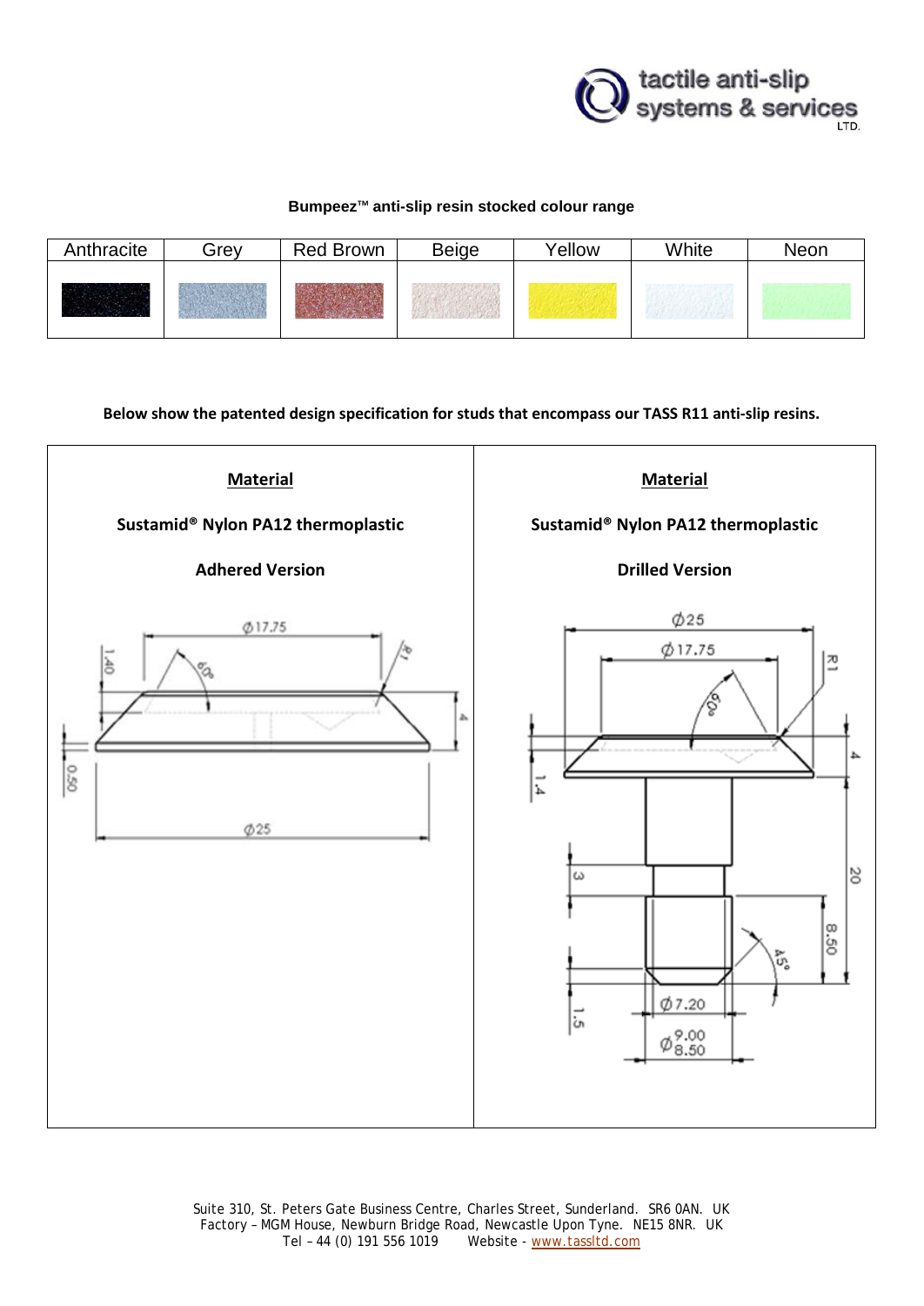**Bumpeez™ anti-slip resin stocked colour range**

| Anthracite | Grey | Red Brown | Beige | Yellow | White | Neon |
|---|---|---|---|---|---|---|
| | | | | | | |

**Below show the patented design specification for studs that encompass our TASS R11 anti-slip resins.**

| **Material** | **Material** |
|---|---|
| **Sustamid® Nylon PA12 thermoplastic** | **Sustamid® Nylon PA12 thermoplastic** |
| **Adhered Version** | **Drilled Version** |
| Ø17.75, 1.40, 60°, R1, 4, 0.50, Ø25 | Ø25, Ø17.75, R1, 60°, 4, 1.4, 3, 20, 8.50, 45°, 1.5, Ø7.20, Ø9.00 / 8.50 |

Suite 310, St. Peters Gate Business Centre, Charles Street, Sunderland. SR6 0AN. UK
Factory – MGM House, Newburn Bridge Road, Newcastle Upon Tyne. NE15 8NR. UK
Tel – 44 (0) 191 556 1019 Website - www.tassltd.com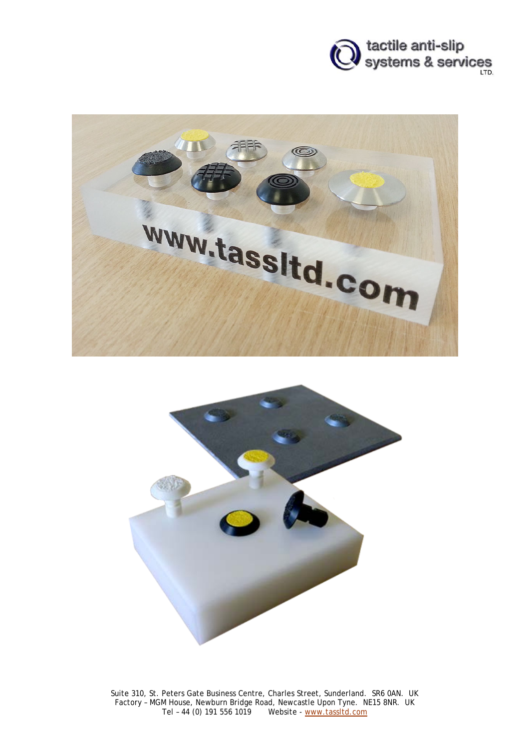Suite 310, St. Peters Gate Business Centre, Charles Street, Sunderland. SR6 0AN. UK
Factory – MGM House, Newburn Bridge Road, Newcastle Upon Tyne. NE15 8NR. UK
Tel – 44 (0) 191 556 1019 Website - www.tassltd.com